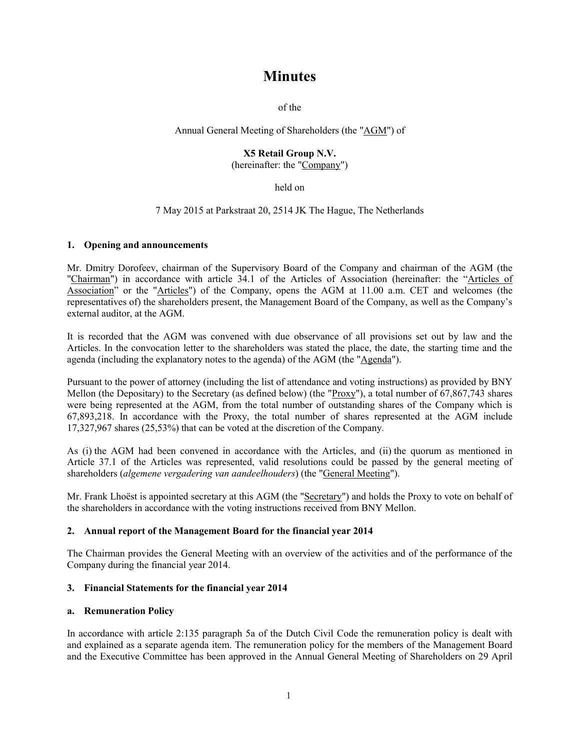# Minutes

of the

Annual General Meeting of Shareholders (the "AGM") of

**X5 Retail Group N.V.**
(hereinafter: the "Company")

held on

7 May 2015 at Parkstraat 20, 2514 JK The Hague, The Netherlands

## 1. Opening and announcements

Mr. Dmitry Dorofeev, chairman of the Supervisory Board of the Company and chairman of the AGM (the "Chairman") in accordance with article 34.1 of the Articles of Association (hereinafter: the "Articles of Association" or the "Articles") of the Company, opens the AGM at 11.00 a.m. CET and welcomes (the representatives of) the shareholders present, the Management Board of the Company, as well as the Company's external auditor, at the AGM.

It is recorded that the AGM was convened with due observance of all provisions set out by law and the Articles. In the convocation letter to the shareholders was stated the place, the date, the starting time and the agenda (including the explanatory notes to the agenda) of the AGM (the "Agenda").

Pursuant to the power of attorney (including the list of attendance and voting instructions) as provided by BNY Mellon (the Depositary) to the Secretary (as defined below) (the "Proxy"), a total number of 67,867,743 shares were being represented at the AGM, from the total number of outstanding shares of the Company which is 67,893,218. In accordance with the Proxy, the total number of shares represented at the AGM include 17,327,967 shares (25,53%) that can be voted at the discretion of the Company.

As (i) the AGM had been convened in accordance with the Articles, and (ii) the quorum as mentioned in Article 37.1 of the Articles was represented, valid resolutions could be passed by the general meeting of shareholders (*algemene vergadering van aandeelhouders*) (the "General Meeting").

Mr. Frank Lhoëst is appointed secretary at this AGM (the "Secretary") and holds the Proxy to vote on behalf of the shareholders in accordance with the voting instructions received from BNY Mellon.

## 2. Annual report of the Management Board for the financial year 2014

The Chairman provides the General Meeting with an overview of the activities and of the performance of the Company during the financial year 2014.

## 3. Financial Statements for the financial year 2014

### a. Remuneration Policy

In accordance with article 2:135 paragraph 5a of the Dutch Civil Code the remuneration policy is dealt with and explained as a separate agenda item. The remuneration policy for the members of the Management Board and the Executive Committee has been approved in the Annual General Meeting of Shareholders on 29 April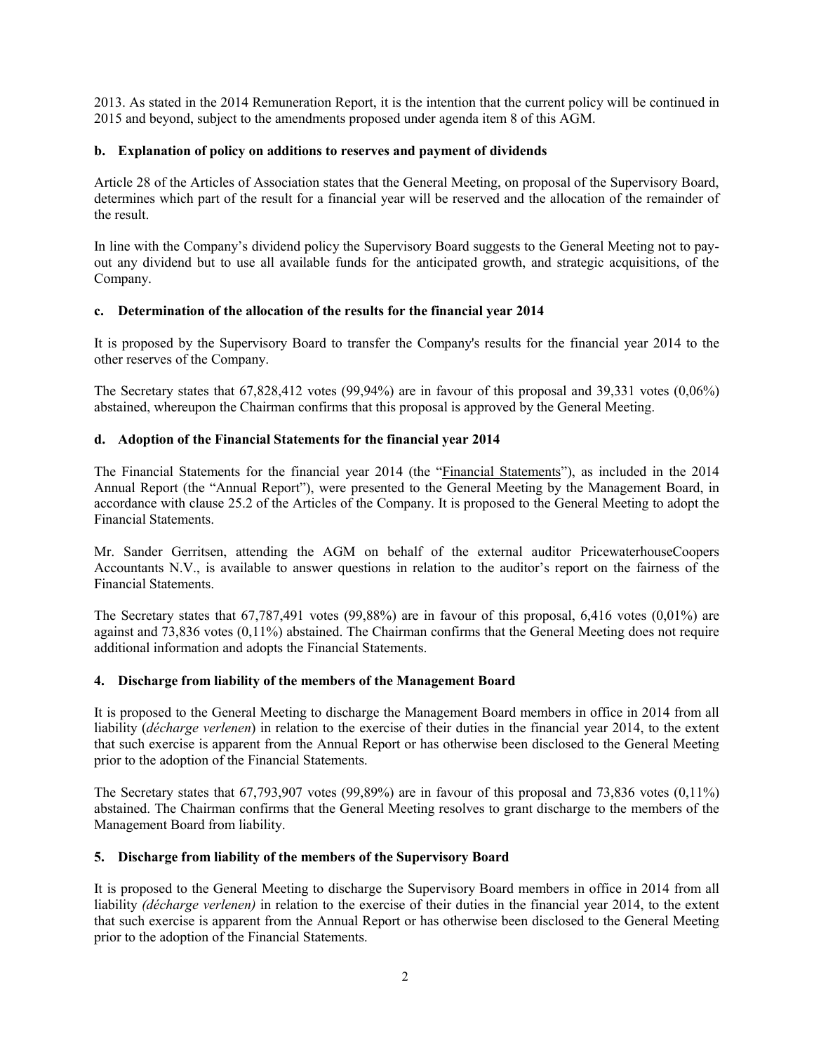2013. As stated in the 2014 Remuneration Report, it is the intention that the current policy will be continued in 2015 and beyond, subject to the amendments proposed under agenda item 8 of this AGM.

### b. Explanation of policy on additions to reserves and payment of dividends

Article 28 of the Articles of Association states that the General Meeting, on proposal of the Supervisory Board, determines which part of the result for a financial year will be reserved and the allocation of the remainder of the result.

In line with the Company's dividend policy the Supervisory Board suggests to the General Meeting not to pay-out any dividend but to use all available funds for the anticipated growth, and strategic acquisitions, of the Company.

### c. Determination of the allocation of the results for the financial year 2014

It is proposed by the Supervisory Board to transfer the Company's results for the financial year 2014 to the other reserves of the Company.

The Secretary states that 67,828,412 votes (99,94%) are in favour of this proposal and 39,331 votes (0,06%) abstained, whereupon the Chairman confirms that this proposal is approved by the General Meeting.

### d. Adoption of the Financial Statements for the financial year 2014

The Financial Statements for the financial year 2014 (the "Financial Statements"), as included in the 2014 Annual Report (the "Annual Report"), were presented to the General Meeting by the Management Board, in accordance with clause 25.2 of the Articles of the Company. It is proposed to the General Meeting to adopt the Financial Statements.

Mr. Sander Gerritsen, attending the AGM on behalf of the external auditor PricewaterhouseCoopers Accountants N.V., is available to answer questions in relation to the auditor's report on the fairness of the Financial Statements.

The Secretary states that 67,787,491 votes (99,88%) are in favour of this proposal, 6,416 votes (0,01%) are against and 73,836 votes (0,11%) abstained. The Chairman confirms that the General Meeting does not require additional information and adopts the Financial Statements.

## 4. Discharge from liability of the members of the Management Board

It is proposed to the General Meeting to discharge the Management Board members in office in 2014 from all liability (*décharge verlenen*) in relation to the exercise of their duties in the financial year 2014, to the extent that such exercise is apparent from the Annual Report or has otherwise been disclosed to the General Meeting prior to the adoption of the Financial Statements.

The Secretary states that 67,793,907 votes (99,89%) are in favour of this proposal and 73,836 votes (0,11%) abstained. The Chairman confirms that the General Meeting resolves to grant discharge to the members of the Management Board from liability.

## 5. Discharge from liability of the members of the Supervisory Board

It is proposed to the General Meeting to discharge the Supervisory Board members in office in 2014 from all liability *(décharge verlenen)* in relation to the exercise of their duties in the financial year 2014, to the extent that such exercise is apparent from the Annual Report or has otherwise been disclosed to the General Meeting prior to the adoption of the Financial Statements.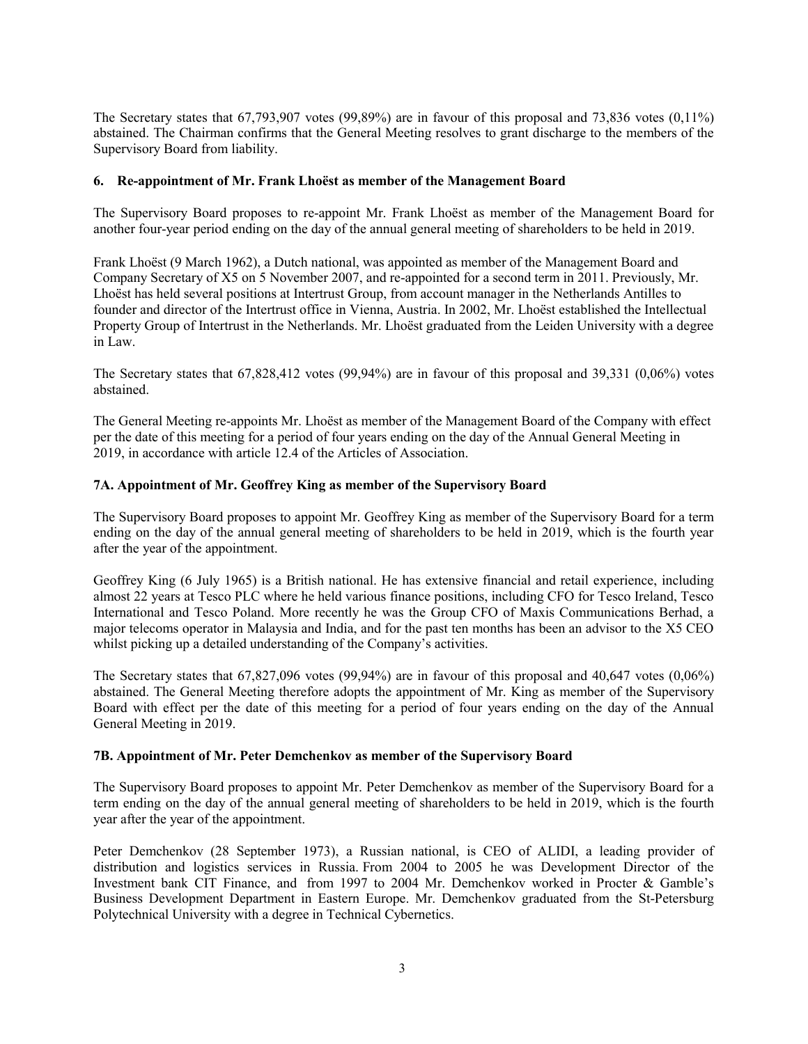The Secretary states that 67,793,907 votes (99,89%) are in favour of this proposal and 73,836 votes (0,11%) abstained. The Chairman confirms that the General Meeting resolves to grant discharge to the members of the Supervisory Board from liability.

### 6. Re-appointment of Mr. Frank Lhoëst as member of the Management Board

The Supervisory Board proposes to re-appoint Mr. Frank Lhoëst as member of the Management Board for another four-year period ending on the day of the annual general meeting of shareholders to be held in 2019.

Frank Lhoëst (9 March 1962), a Dutch national, was appointed as member of the Management Board and Company Secretary of X5 on 5 November 2007, and re-appointed for a second term in 2011. Previously, Mr. Lhoëst has held several positions at Intertrust Group, from account manager in the Netherlands Antilles to founder and director of the Intertrust office in Vienna, Austria. In 2002, Mr. Lhoëst established the Intellectual Property Group of Intertrust in the Netherlands. Mr. Lhoëst graduated from the Leiden University with a degree in Law.

The Secretary states that 67,828,412 votes (99,94%) are in favour of this proposal and 39,331 (0,06%) votes abstained.

The General Meeting re-appoints Mr. Lhoëst as member of the Management Board of the Company with effect per the date of this meeting for a period of four years ending on the day of the Annual General Meeting in 2019, in accordance with article 12.4 of the Articles of Association.

### 7A. Appointment of Mr. Geoffrey King as member of the Supervisory Board

The Supervisory Board proposes to appoint Mr. Geoffrey King as member of the Supervisory Board for a term ending on the day of the annual general meeting of shareholders to be held in 2019, which is the fourth year after the year of the appointment.

Geoffrey King (6 July 1965) is a British national. He has extensive financial and retail experience, including almost 22 years at Tesco PLC where he held various finance positions, including CFO for Tesco Ireland, Tesco International and Tesco Poland. More recently he was the Group CFO of Maxis Communications Berhad, a major telecoms operator in Malaysia and India, and for the past ten months has been an advisor to the X5 CEO whilst picking up a detailed understanding of the Company's activities.

The Secretary states that 67,827,096 votes (99,94%) are in favour of this proposal and 40,647 votes (0,06%) abstained. The General Meeting therefore adopts the appointment of Mr. King as member of the Supervisory Board with effect per the date of this meeting for a period of four years ending on the day of the Annual General Meeting in 2019.

### 7B. Appointment of Mr. Peter Demchenkov as member of the Supervisory Board

The Supervisory Board proposes to appoint Mr. Peter Demchenkov as member of the Supervisory Board for a term ending on the day of the annual general meeting of shareholders to be held in 2019, which is the fourth year after the year of the appointment.

Peter Demchenkov (28 September 1973), a Russian national, is CEO of ALIDI, a leading provider of distribution and logistics services in Russia. From 2004 to 2005 he was Development Director of the Investment bank CIT Finance, and from 1997 to 2004 Mr. Demchenkov worked in Procter & Gamble's Business Development Department in Eastern Europe. Mr. Demchenkov graduated from the St-Petersburg Polytechnical University with a degree in Technical Cybernetics.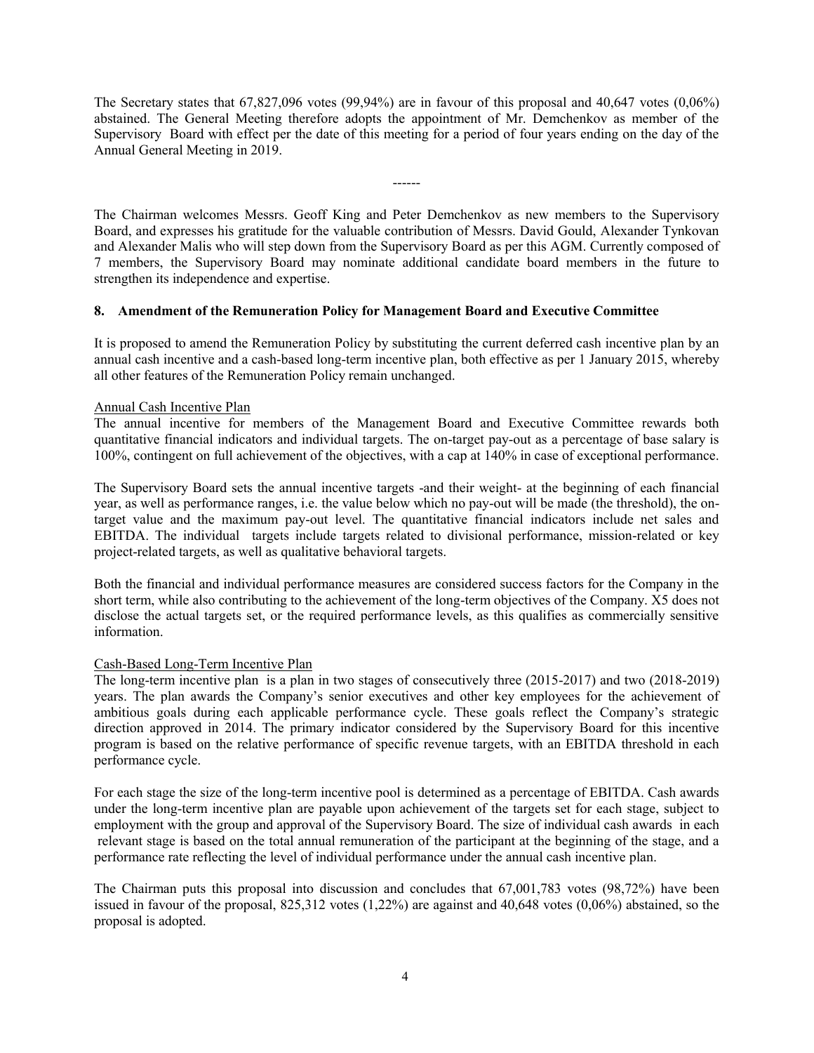The Secretary states that 67,827,096 votes (99,94%) are in favour of this proposal and 40,647 votes (0,06%) abstained. The General Meeting therefore adopts the appointment of Mr. Demchenkov as member of the Supervisory Board with effect per the date of this meeting for a period of four years ending on the day of the Annual General Meeting in 2019.

------

The Chairman welcomes Messrs. Geoff King and Peter Demchenkov as new members to the Supervisory Board, and expresses his gratitude for the valuable contribution of Messrs. David Gould, Alexander Tynkovan and Alexander Malis who will step down from the Supervisory Board as per this AGM. Currently composed of 7 members, the Supervisory Board may nominate additional candidate board members in the future to strengthen its independence and expertise.

## 8. Amendment of the Remuneration Policy for Management Board and Executive Committee

It is proposed to amend the Remuneration Policy by substituting the current deferred cash incentive plan by an annual cash incentive and a cash-based long-term incentive plan, both effective as per 1 January 2015, whereby all other features of the Remuneration Policy remain unchanged.

Annual Cash Incentive Plan

The annual incentive for members of the Management Board and Executive Committee rewards both quantitative financial indicators and individual targets. The on-target pay-out as a percentage of base salary is 100%, contingent on full achievement of the objectives, with a cap at 140% in case of exceptional performance.

The Supervisory Board sets the annual incentive targets -and their weight- at the beginning of each financial year, as well as performance ranges, i.e. the value below which no pay-out will be made (the threshold), the on-target value and the maximum pay-out level. The quantitative financial indicators include net sales and EBITDA. The individual targets include targets related to divisional performance, mission-related or key project-related targets, as well as qualitative behavioral targets.

Both the financial and individual performance measures are considered success factors for the Company in the short term, while also contributing to the achievement of the long-term objectives of the Company. X5 does not disclose the actual targets set, or the required performance levels, as this qualifies as commercially sensitive information.

Cash-Based Long-Term Incentive Plan

The long-term incentive plan is a plan in two stages of consecutively three (2015-2017) and two (2018-2019) years. The plan awards the Company's senior executives and other key employees for the achievement of ambitious goals during each applicable performance cycle. These goals reflect the Company's strategic direction approved in 2014. The primary indicator considered by the Supervisory Board for this incentive program is based on the relative performance of specific revenue targets, with an EBITDA threshold in each performance cycle.

For each stage the size of the long-term incentive pool is determined as a percentage of EBITDA. Cash awards under the long-term incentive plan are payable upon achievement of the targets set for each stage, subject to employment with the group and approval of the Supervisory Board. The size of individual cash awards in each relevant stage is based on the total annual remuneration of the participant at the beginning of the stage, and a performance rate reflecting the level of individual performance under the annual cash incentive plan.

The Chairman puts this proposal into discussion and concludes that 67,001,783 votes (98,72%) have been issued in favour of the proposal, 825,312 votes (1,22%) are against and 40,648 votes (0,06%) abstained, so the proposal is adopted.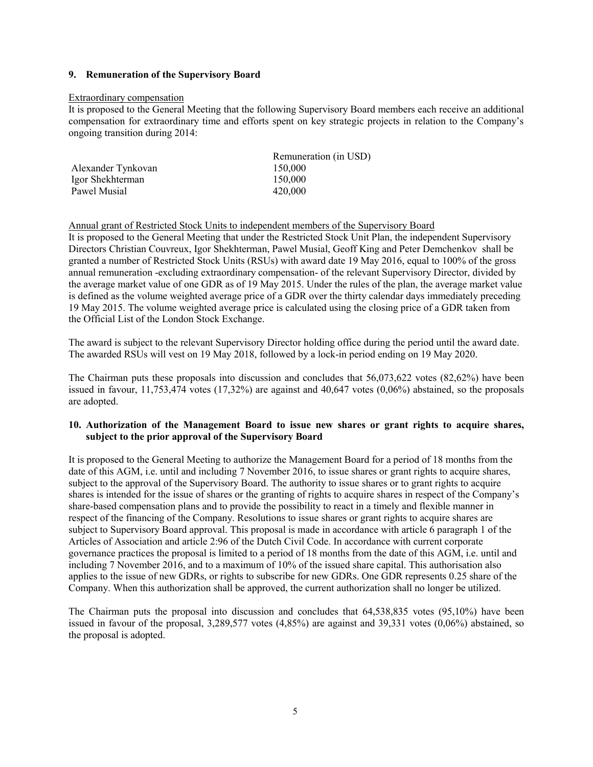## 9. Remuneration of the Supervisory Board

Extraordinary compensation

It is proposed to the General Meeting that the following Supervisory Board members each receive an additional compensation for extraordinary time and efforts spent on key strategic projects in relation to the Company's ongoing transition during 2014:

| | Remuneration (in USD) |
|---|---|
| Alexander Tynkovan | 150,000 |
| Igor Shekhterman | 150,000 |
| Pawel Musial | 420,000 |

Annual grant of Restricted Stock Units to independent members of the Supervisory Board

It is proposed to the General Meeting that under the Restricted Stock Unit Plan, the independent Supervisory Directors Christian Couvreux, Igor Shekhterman, Pawel Musial, Geoff King and Peter Demchenkov shall be granted a number of Restricted Stock Units (RSUs) with award date 19 May 2016, equal to 100% of the gross annual remuneration -excluding extraordinary compensation- of the relevant Supervisory Director, divided by the average market value of one GDR as of 19 May 2015. Under the rules of the plan, the average market value is defined as the volume weighted average price of a GDR over the thirty calendar days immediately preceding 19 May 2015. The volume weighted average price is calculated using the closing price of a GDR taken from the Official List of the London Stock Exchange.

The award is subject to the relevant Supervisory Director holding office during the period until the award date. The awarded RSUs will vest on 19 May 2018, followed by a lock-in period ending on 19 May 2020.

The Chairman puts these proposals into discussion and concludes that 56,073,622 votes (82,62%) have been issued in favour, 11,753,474 votes (17,32%) are against and 40,647 votes (0,06%) abstained, so the proposals are adopted.

## 10. Authorization of the Management Board to issue new shares or grant rights to acquire shares, subject to the prior approval of the Supervisory Board

It is proposed to the General Meeting to authorize the Management Board for a period of 18 months from the date of this AGM, i.e. until and including 7 November 2016, to issue shares or grant rights to acquire shares, subject to the approval of the Supervisory Board. The authority to issue shares or to grant rights to acquire shares is intended for the issue of shares or the granting of rights to acquire shares in respect of the Company's share-based compensation plans and to provide the possibility to react in a timely and flexible manner in respect of the financing of the Company. Resolutions to issue shares or grant rights to acquire shares are subject to Supervisory Board approval. This proposal is made in accordance with article 6 paragraph 1 of the Articles of Association and article 2:96 of the Dutch Civil Code. In accordance with current corporate governance practices the proposal is limited to a period of 18 months from the date of this AGM, i.e. until and including 7 November 2016, and to a maximum of 10% of the issued share capital. This authorisation also applies to the issue of new GDRs, or rights to subscribe for new GDRs. One GDR represents 0.25 share of the Company. When this authorization shall be approved, the current authorization shall no longer be utilized.

The Chairman puts the proposal into discussion and concludes that 64,538,835 votes (95,10%) have been issued in favour of the proposal, 3,289,577 votes (4,85%) are against and 39,331 votes (0,06%) abstained, so the proposal is adopted.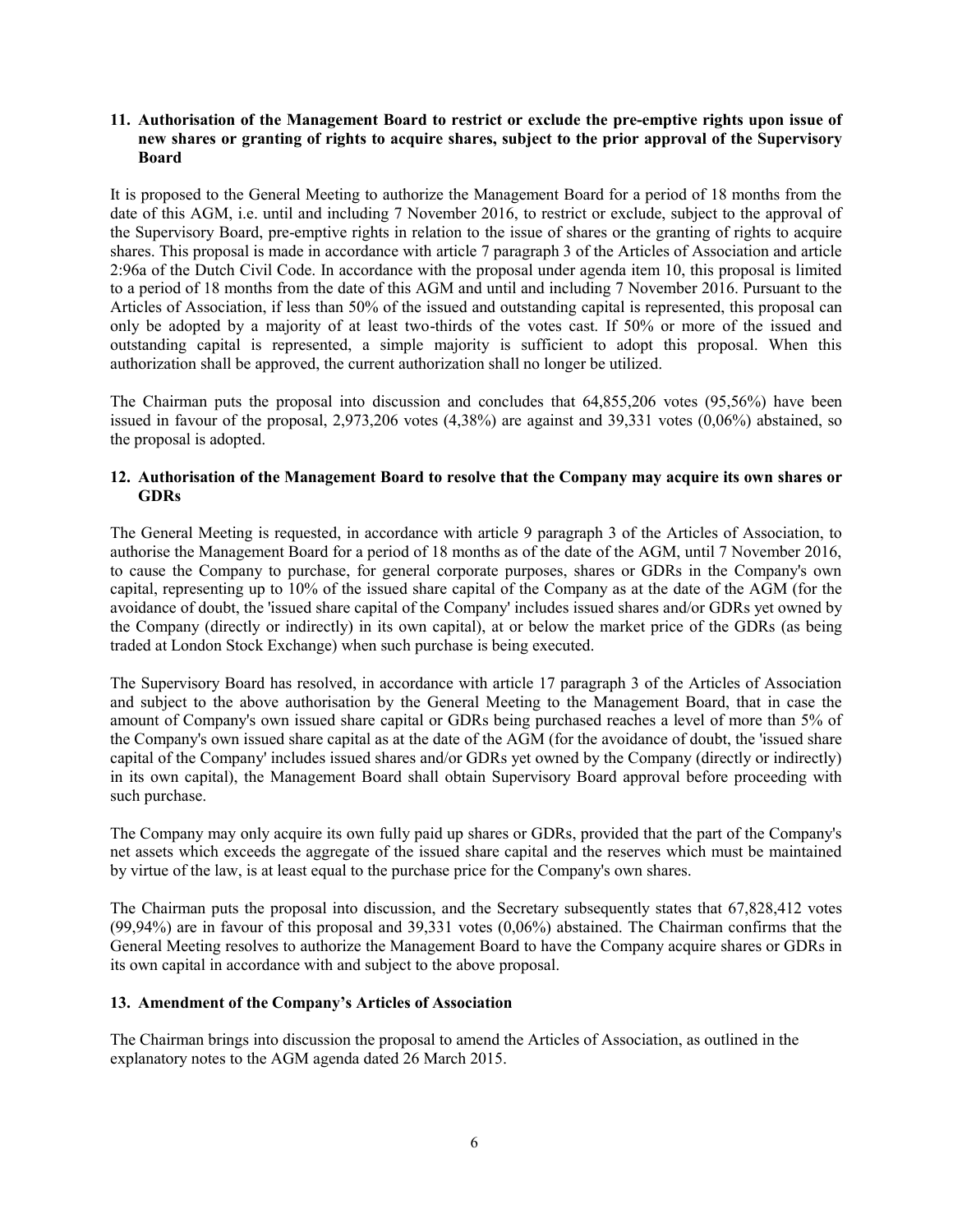**11. Authorisation of the Management Board to restrict or exclude the pre-emptive rights upon issue of new shares or granting of rights to acquire shares, subject to the prior approval of the Supervisory Board**

It is proposed to the General Meeting to authorize the Management Board for a period of 18 months from the date of this AGM, i.e. until and including 7 November 2016, to restrict or exclude, subject to the approval of the Supervisory Board, pre-emptive rights in relation to the issue of shares or the granting of rights to acquire shares. This proposal is made in accordance with article 7 paragraph 3 of the Articles of Association and article 2:96a of the Dutch Civil Code. In accordance with the proposal under agenda item 10, this proposal is limited to a period of 18 months from the date of this AGM and until and including 7 November 2016. Pursuant to the Articles of Association, if less than 50% of the issued and outstanding capital is represented, this proposal can only be adopted by a majority of at least two-thirds of the votes cast. If 50% or more of the issued and outstanding capital is represented, a simple majority is sufficient to adopt this proposal. When this authorization shall be approved, the current authorization shall no longer be utilized.

The Chairman puts the proposal into discussion and concludes that 64,855,206 votes (95,56%) have been issued in favour of the proposal, 2,973,206 votes (4,38%) are against and 39,331 votes (0,06%) abstained, so the proposal is adopted.

**12. Authorisation of the Management Board to resolve that the Company may acquire its own shares or GDRs**

The General Meeting is requested, in accordance with article 9 paragraph 3 of the Articles of Association, to authorise the Management Board for a period of 18 months as of the date of the AGM, until 7 November 2016, to cause the Company to purchase, for general corporate purposes, shares or GDRs in the Company's own capital, representing up to 10% of the issued share capital of the Company as at the date of the AGM (for the avoidance of doubt, the 'issued share capital of the Company' includes issued shares and/or GDRs yet owned by the Company (directly or indirectly) in its own capital), at or below the market price of the GDRs (as being traded at London Stock Exchange) when such purchase is being executed.

The Supervisory Board has resolved, in accordance with article 17 paragraph 3 of the Articles of Association and subject to the above authorisation by the General Meeting to the Management Board, that in case the amount of Company's own issued share capital or GDRs being purchased reaches a level of more than 5% of the Company's own issued share capital as at the date of the AGM (for the avoidance of doubt, the 'issued share capital of the Company' includes issued shares and/or GDRs yet owned by the Company (directly or indirectly) in its own capital), the Management Board shall obtain Supervisory Board approval before proceeding with such purchase.

The Company may only acquire its own fully paid up shares or GDRs, provided that the part of the Company's net assets which exceeds the aggregate of the issued share capital and the reserves which must be maintained by virtue of the law, is at least equal to the purchase price for the Company's own shares.

The Chairman puts the proposal into discussion, and the Secretary subsequently states that 67,828,412 votes (99,94%) are in favour of this proposal and 39,331 votes (0,06%) abstained. The Chairman confirms that the General Meeting resolves to authorize the Management Board to have the Company acquire shares or GDRs in its own capital in accordance with and subject to the above proposal.

**13. Amendment of the Company's Articles of Association**

The Chairman brings into discussion the proposal to amend the Articles of Association, as outlined in the explanatory notes to the AGM agenda dated 26 March 2015.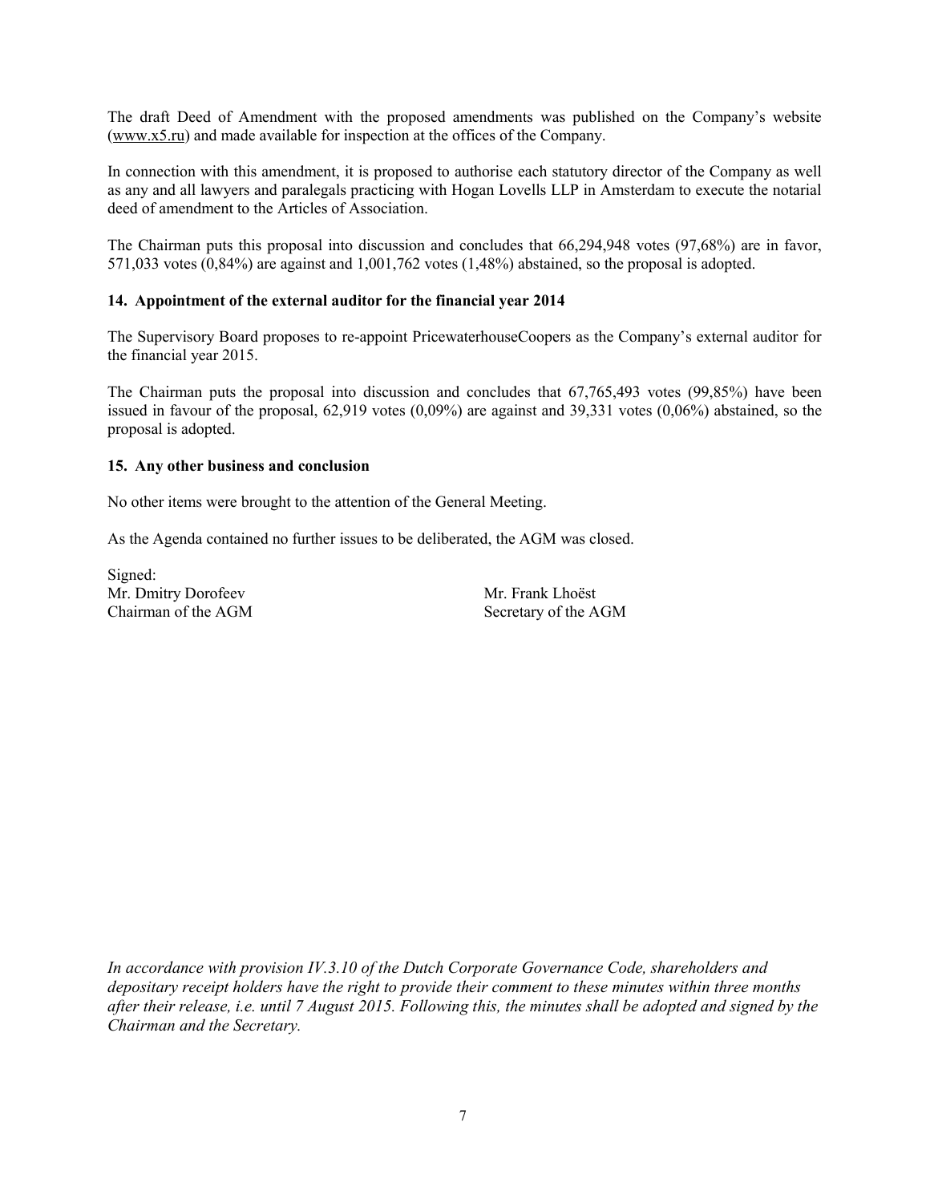The draft Deed of Amendment with the proposed amendments was published on the Company's website (www.x5.ru) and made available for inspection at the offices of the Company.

In connection with this amendment, it is proposed to authorise each statutory director of the Company as well as any and all lawyers and paralegals practicing with Hogan Lovells LLP in Amsterdam to execute the notarial deed of amendment to the Articles of Association.

The Chairman puts this proposal into discussion and concludes that 66,294,948 votes (97,68%) are in favor, 571,033 votes (0,84%) are against and 1,001,762 votes (1,48%) abstained, so the proposal is adopted.

**14. Appointment of the external auditor for the financial year 2014**

The Supervisory Board proposes to re-appoint PricewaterhouseCoopers as the Company's external auditor for the financial year 2015.

The Chairman puts the proposal into discussion and concludes that 67,765,493 votes (99,85%) have been issued in favour of the proposal, 62,919 votes (0,09%) are against and 39,331 votes (0,06%) abstained, so the proposal is adopted.

**15. Any other business and conclusion**

No other items were brought to the attention of the General Meeting.

As the Agenda contained no further issues to be deliberated, the AGM was closed.

Signed:

Mr. Dmitry Dorofeev
Chairman of the AGM

Mr. Frank Lhoëst
Secretary of the AGM

*In accordance with provision IV.3.10 of the Dutch Corporate Governance Code, shareholders and depositary receipt holders have the right to provide their comment to these minutes within three months after their release, i.e. until 7 August 2015. Following this, the minutes shall be adopted and signed by the Chairman and the Secretary.*